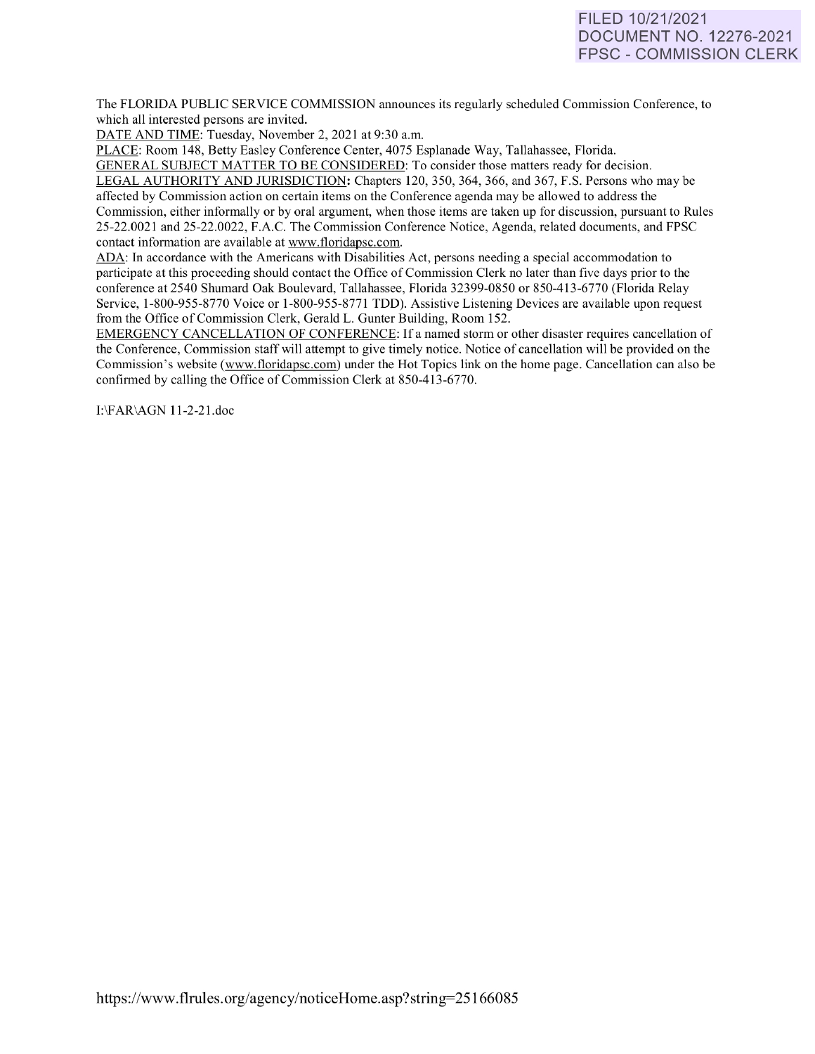FILED 10/21/2021
DOCUMENT NO. 12276-2021
FPSC - COMMISSION CLERK

The FLORIDA PUBLIC SERVICE COMMISSION announces its regularly scheduled Commission Conference, to which all interested persons are invited.

DATE AND TIME: Tuesday, November 2, 2021 at 9:30 a.m.

PLACE: Room 148, Betty Easley Conference Center, 4075 Esplanade Way, Tallahassee, Florida.

GENERAL SUBJECT MATTER TO BE CONSIDERED: To consider those matters ready for decision.

LEGAL AUTHORITY AND JURISDICTION: Chapters 120, 350, 364, 366, and 367, F.S. Persons who may be affected by Commission action on certain items on the Conference agenda may be allowed to address the Commission, either informally or by oral argument, when those items are taken up for discussion, pursuant to Rules 25-22.0021 and 25-22.0022, F.A.C. The Commission Conference Notice, Agenda, related documents, and FPSC contact information are available at www.floridapsc.com.

ADA: In accordance with the Americans with Disabilities Act, persons needing a special accommodation to participate at this proceeding should contact the Office of Commission Clerk no later than five days prior to the conference at 2540 Shumard Oak Boulevard, Tallahassee, Florida 32399-0850 or 850-413-6770 (Florida Relay Service, 1-800-955-8770 Voice or 1-800-955-8771 TDD). Assistive Listening Devices are available upon request from the Office of Commission Clerk, Gerald L. Gunter Building, Room 152.

EMERGENCY CANCELLATION OF CONFERENCE: If a named storm or other disaster requires cancellation of the Conference, Commission staff will attempt to give timely notice. Notice of cancellation will be provided on the Commission's website (www.floridapsc.com) under the Hot Topics link on the home page. Cancellation can also be confirmed by calling the Office of Commission Clerk at 850-413-6770.

I:\FAR\AGN 11-2-21.doc

https://www.flrules.org/agency/noticeHome.asp?string=25166085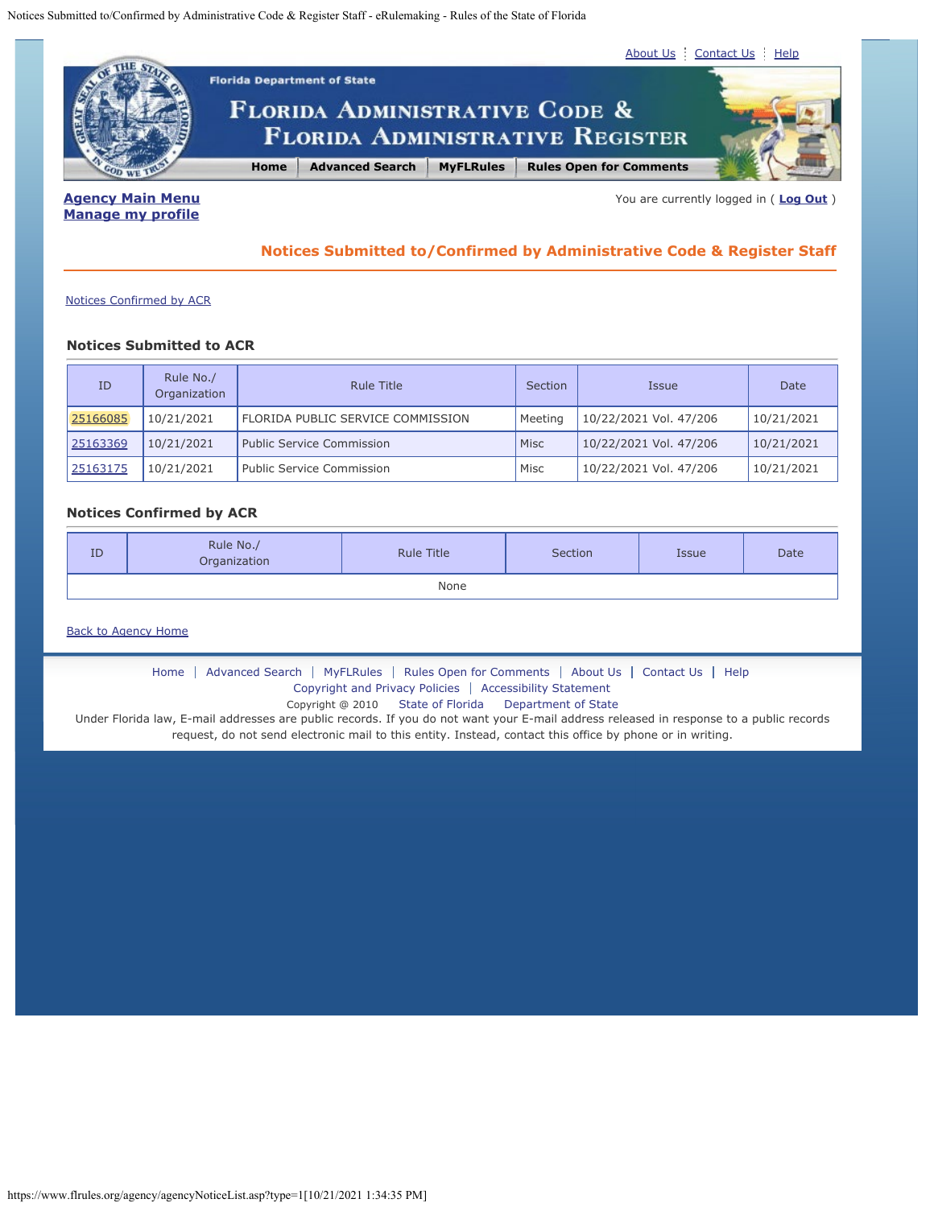About Us | Contact Us | Help

Florida Department of State

# Florida Administrative Code & Florida Administrative Register

Home | Advanced Search | MyFLRules | Rules Open for Comments

**Agency Main Menu**
**Manage my profile**

You are currently logged in ( **Log Out** )

## Notices Submitted to/Confirmed by Administrative Code & Register Staff

Notices Confirmed by ACR

### Notices Submitted to ACR

| ID | Rule No./ Organization | Rule Title | Section | Issue | Date |
|---|---|---|---|---|---|
| 25166085 | 10/21/2021 | FLORIDA PUBLIC SERVICE COMMISSION | Meeting | 10/22/2021 Vol. 47/206 | 10/21/2021 |
| 25163369 | 10/21/2021 | Public Service Commission | Misc | 10/22/2021 Vol. 47/206 | 10/21/2021 |
| 25163175 | 10/21/2021 | Public Service Commission | Misc | 10/22/2021 Vol. 47/206 | 10/21/2021 |

### Notices Confirmed by ACR

| ID | Rule No./ Organization | Rule Title | Section | Issue | Date |
|---|---|---|---|---|---|
| None | | | | | |

Back to Agency Home

Home | Advanced Search | MyFLRules | Rules Open for Comments | About Us | Contact Us | Help
Copyright and Privacy Policies | Accessibility Statement
Copyright @ 2010 State of Florida Department of State
Under Florida law, E-mail addresses are public records. If you do not want your E-mail address released in response to a public records request, do not send electronic mail to this entity. Instead, contact this office by phone or in writing.